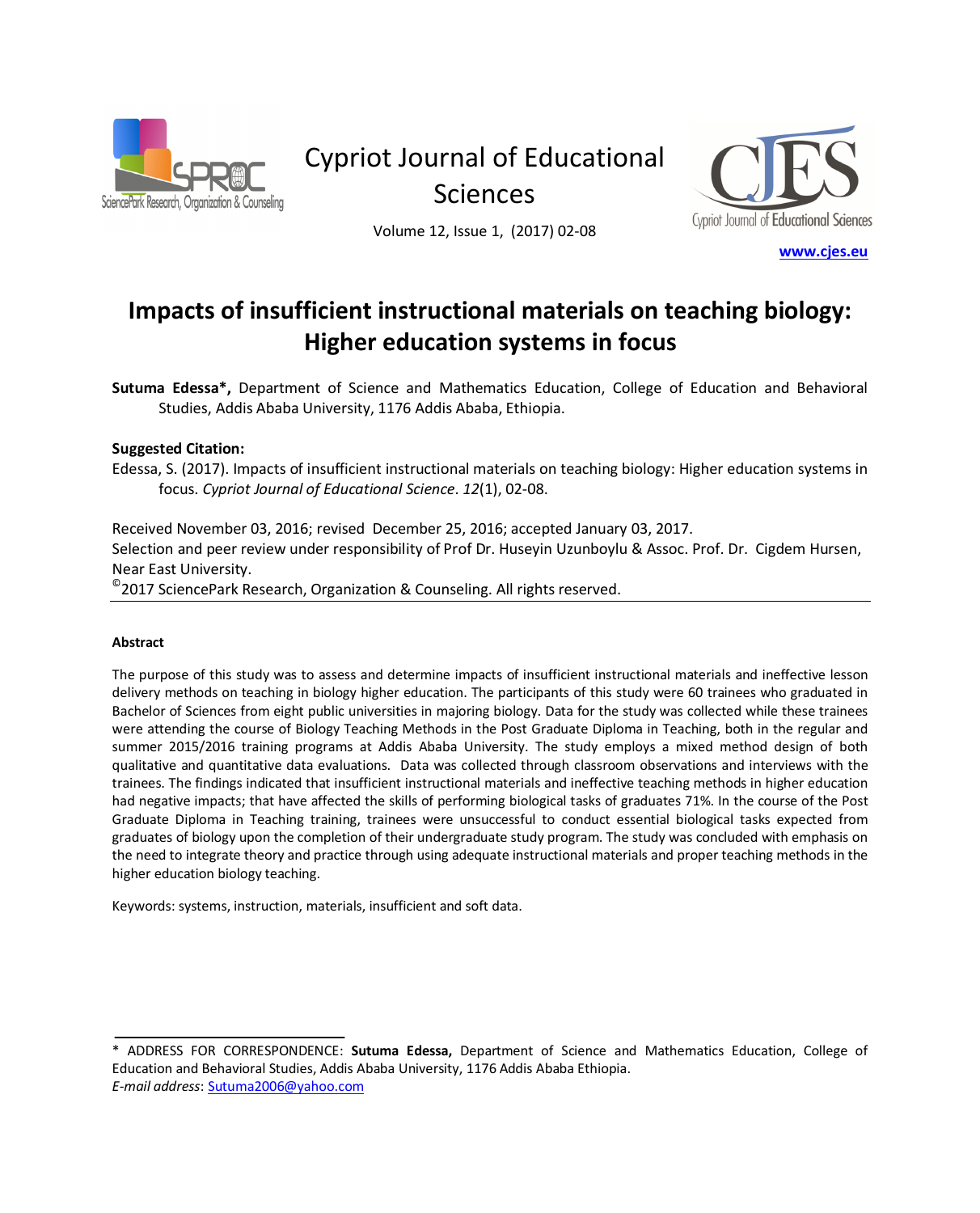# Impacts of insufficient instructional materials on teaching biology: Higher education systems in focus

**Sutuma Edessa\***, Department of Science and Mathematics Education, College of Education and Behavioral Studies, Addis Ababa University, 1176 Addis Ababa, Ethiopia.

**Suggested Citation:**

Edessa, S. (2017). Impacts of insufficient instructional materials on teaching biology: Higher education systems in focus. *Cypriot Journal of Educational Science*. *12*(1), 02-08.

Received November 03, 2016; revised December 25, 2016; accepted January 03, 2017.
Selection and peer review under responsibility of Prof Dr. Huseyin Uzunboylu & Assoc. Prof. Dr. Cigdem Hursen, Near East University.
©2017 SciencePark Research, Organization & Counseling. All rights reserved.

---

#### Abstract

The purpose of this study was to assess and determine impacts of insufficient instructional materials and ineffective lesson delivery methods on teaching in biology higher education. The participants of this study were 60 trainees who graduated in Bachelor of Sciences from eight public universities in majoring biology. Data for the study was collected while these trainees were attending the course of Biology Teaching Methods in the Post Graduate Diploma in Teaching, both in the regular and summer 2015/2016 training programs at Addis Ababa University. The study employs a mixed method design of both qualitative and quantitative data evaluations. Data was collected through classroom observations and interviews with the trainees. The findings indicated that insufficient instructional materials and ineffective teaching methods in higher education had negative impacts; that have affected the skills of performing biological tasks of graduates 71%. In the course of the Post Graduate Diploma in Teaching training, trainees were unsuccessful to conduct essential biological tasks expected from graduates of biology upon the completion of their undergraduate study program. The study was concluded with emphasis on the need to integrate theory and practice through using adequate instructional materials and proper teaching methods in the higher education biology teaching.

Keywords: systems, instruction, materials, insufficient and soft data.

---

\* ADDRESS FOR CORRESPONDENCE: **Sutuma Edessa,** Department of Science and Mathematics Education, College of Education and Behavioral Studies, Addis Ababa University, 1176 Addis Ababa Ethiopia.
*E-mail address*: Sutuma2006@yahoo.com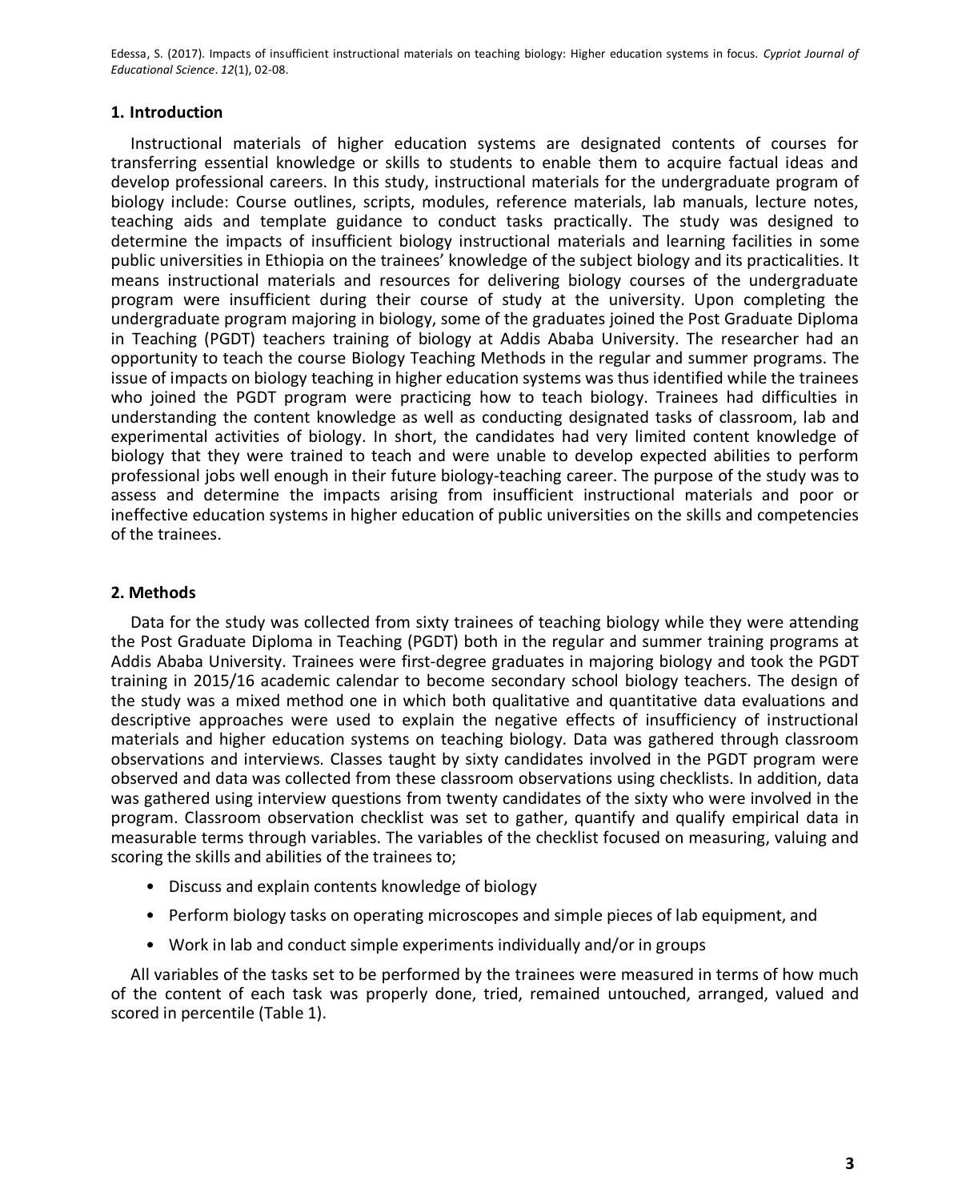## 1. Introduction

Instructional materials of higher education systems are designated contents of courses for transferring essential knowledge or skills to students to enable them to acquire factual ideas and develop professional careers. In this study, instructional materials for the undergraduate program of biology include: Course outlines, scripts, modules, reference materials, lab manuals, lecture notes, teaching aids and template guidance to conduct tasks practically. The study was designed to determine the impacts of insufficient biology instructional materials and learning facilities in some public universities in Ethiopia on the trainees' knowledge of the subject biology and its practicalities. It means instructional materials and resources for delivering biology courses of the undergraduate program were insufficient during their course of study at the university. Upon completing the undergraduate program majoring in biology, some of the graduates joined the Post Graduate Diploma in Teaching (PGDT) teachers training of biology at Addis Ababa University. The researcher had an opportunity to teach the course Biology Teaching Methods in the regular and summer programs. The issue of impacts on biology teaching in higher education systems was thus identified while the trainees who joined the PGDT program were practicing how to teach biology. Trainees had difficulties in understanding the content knowledge as well as conducting designated tasks of classroom, lab and experimental activities of biology. In short, the candidates had very limited content knowledge of biology that they were trained to teach and were unable to develop expected abilities to perform professional jobs well enough in their future biology-teaching career. The purpose of the study was to assess and determine the impacts arising from insufficient instructional materials and poor or ineffective education systems in higher education of public universities on the skills and competencies of the trainees.

## 2. Methods

Data for the study was collected from sixty trainees of teaching biology while they were attending the Post Graduate Diploma in Teaching (PGDT) both in the regular and summer training programs at Addis Ababa University. Trainees were first-degree graduates in majoring biology and took the PGDT training in 2015/16 academic calendar to become secondary school biology teachers. The design of the study was a mixed method one in which both qualitative and quantitative data evaluations and descriptive approaches were used to explain the negative effects of insufficiency of instructional materials and higher education systems on teaching biology. Data was gathered through classroom observations and interviews. Classes taught by sixty candidates involved in the PGDT program were observed and data was collected from these classroom observations using checklists. In addition, data was gathered using interview questions from twenty candidates of the sixty who were involved in the program. Classroom observation checklist was set to gather, quantify and qualify empirical data in measurable terms through variables. The variables of the checklist focused on measuring, valuing and scoring the skills and abilities of the trainees to;

- Discuss and explain contents knowledge of biology
- Perform biology tasks on operating microscopes and simple pieces of lab equipment, and
- Work in lab and conduct simple experiments individually and/or in groups

All variables of the tasks set to be performed by the trainees were measured in terms of how much of the content of each task was properly done, tried, remained untouched, arranged, valued and scored in percentile (Table 1).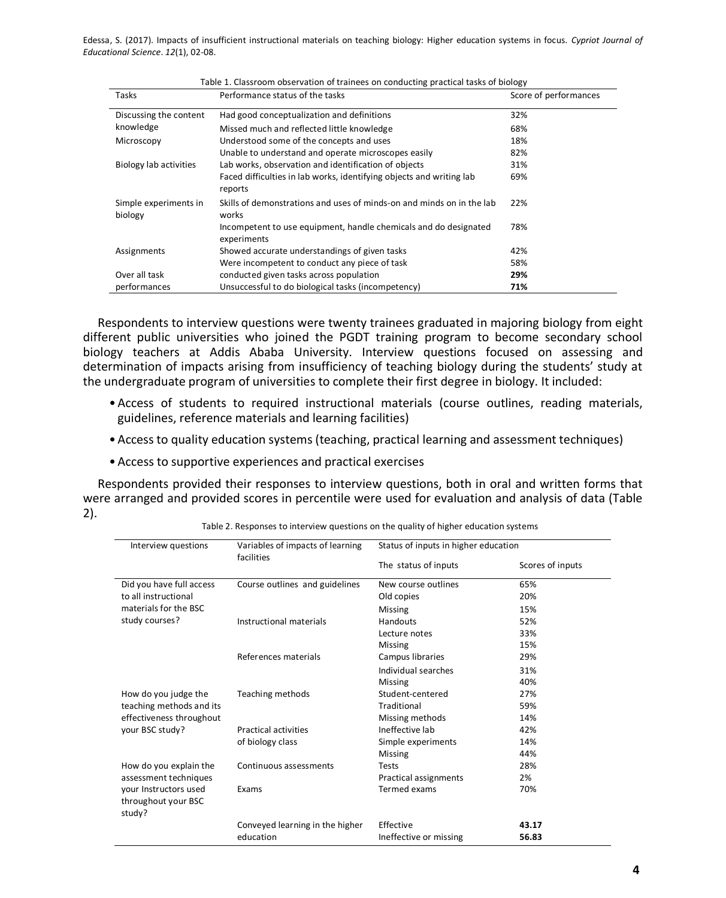Table 1. Classroom observation of trainees on conducting practical tasks of biology

| Tasks | Performance status of the tasks | Score of performances |
|---|---|---|
| Discussing the content knowledge | Had good conceptualization and definitions | 32% |
| | Missed much and reflected little knowledge | 68% |
| Microscopy | Understood some of the concepts and uses | 18% |
| | Unable to understand and operate microscopes easily | 82% |
| Biology lab activities | Lab works, observation and identification of objects | 31% |
| | Faced difficulties in lab works, identifying objects and writing lab reports | 69% |
| Simple experiments in biology | Skills of demonstrations and uses of minds-on and minds on in the lab works | 22% |
| | Incompetent to use equipment, handle chemicals and do designated experiments | 78% |
| Assignments | Showed accurate understandings of given tasks | 42% |
| | Were incompetent to conduct any piece of task | 58% |
| Over all task performances | conducted given tasks across population | **29%** |
| | Unsuccessful to do biological tasks (incompetency) | **71%** |

Respondents to interview questions were twenty trainees graduated in majoring biology from eight different public universities who joined the PGDT training program to become secondary school biology teachers at Addis Ababa University. Interview questions focused on assessing and determination of impacts arising from insufficiency of teaching biology during the students' study at the undergraduate program of universities to complete their first degree in biology. It included:

- Access of students to required instructional materials (course outlines, reading materials, guidelines, reference materials and learning facilities)
- Access to quality education systems (teaching, practical learning and assessment techniques)
- Access to supportive experiences and practical exercises

Respondents provided their responses to interview questions, both in oral and written forms that were arranged and provided scores in percentile were used for evaluation and analysis of data (Table 2).

Table 2. Responses to interview questions on the quality of higher education systems

| Interview questions | Variables of impacts of learning facilities | Status of inputs in higher education | |
|---|---|---|---|
| | | The status of inputs | Scores of inputs |
| Did you have full access to all instructional materials for the BSC study courses? | Course outlines and guidelines | New course outlines | 65% |
| | | Old copies | 20% |
| | | Missing | 15% |
| | Instructional materials | Handouts | 52% |
| | | Lecture notes | 33% |
| | | Missing | 15% |
| | References materials | Campus libraries | 29% |
| | | Individual searches | 31% |
| | | Missing | 40% |
| How do you judge the teaching methods and its effectiveness throughout your BSC study? | Teaching methods | Student-centered | 27% |
| | | Traditional | 59% |
| | | Missing methods | 14% |
| | Practical activities of biology class | Ineffective lab | 42% |
| | | Simple experiments | 14% |
| | | Missing | 44% |
| How do you explain the assessment techniques your Instructors used throughout your BSC study? | Continuous assessments | Tests | 28% |
| | | Practical assignments | 2% |
| | Exams | Termed exams | 70% |
| | Conveyed learning in the higher education | Effective | **43.17** |
| | | Ineffective or missing | **56.83** |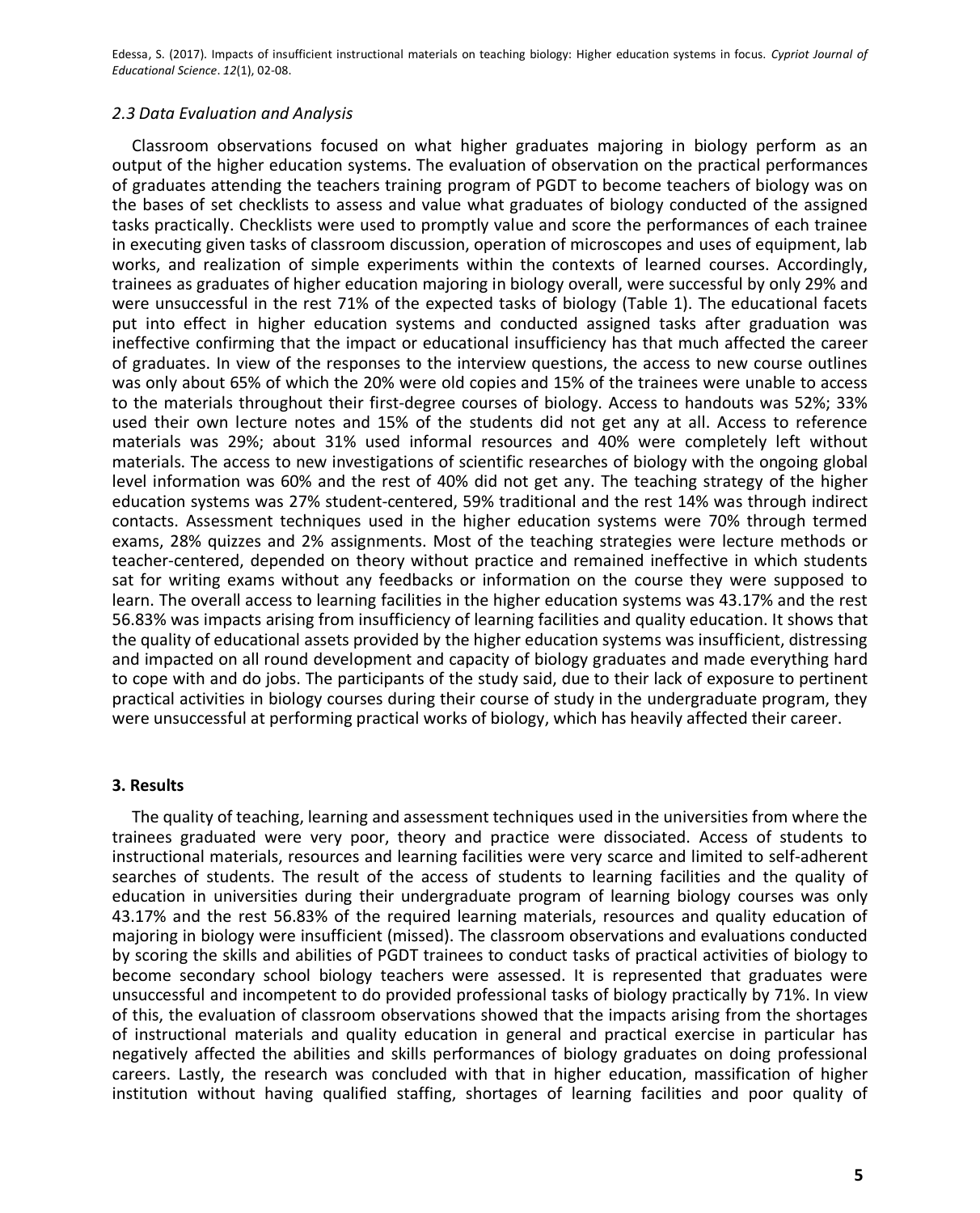### *2.3 Data Evaluation and Analysis*

Classroom observations focused on what higher graduates majoring in biology perform as an output of the higher education systems. The evaluation of observation on the practical performances of graduates attending the teachers training program of PGDT to become teachers of biology was on the bases of set checklists to assess and value what graduates of biology conducted of the assigned tasks practically. Checklists were used to promptly value and score the performances of each trainee in executing given tasks of classroom discussion, operation of microscopes and uses of equipment, lab works, and realization of simple experiments within the contexts of learned courses. Accordingly, trainees as graduates of higher education majoring in biology overall, were successful by only 29% and were unsuccessful in the rest 71% of the expected tasks of biology (Table 1). The educational facets put into effect in higher education systems and conducted assigned tasks after graduation was ineffective confirming that the impact or educational insufficiency has that much affected the career of graduates. In view of the responses to the interview questions, the access to new course outlines was only about 65% of which the 20% were old copies and 15% of the trainees were unable to access to the materials throughout their first-degree courses of biology. Access to handouts was 52%; 33% used their own lecture notes and 15% of the students did not get any at all. Access to reference materials was 29%; about 31% used informal resources and 40% were completely left without materials. The access to new investigations of scientific researches of biology with the ongoing global level information was 60% and the rest of 40% did not get any. The teaching strategy of the higher education systems was 27% student-centered, 59% traditional and the rest 14% was through indirect contacts. Assessment techniques used in the higher education systems were 70% through termed exams, 28% quizzes and 2% assignments. Most of the teaching strategies were lecture methods or teacher-centered, depended on theory without practice and remained ineffective in which students sat for writing exams without any feedbacks or information on the course they were supposed to learn. The overall access to learning facilities in the higher education systems was 43.17% and the rest 56.83% was impacts arising from insufficiency of learning facilities and quality education. It shows that the quality of educational assets provided by the higher education systems was insufficient, distressing and impacted on all round development and capacity of biology graduates and made everything hard to cope with and do jobs. The participants of the study said, due to their lack of exposure to pertinent practical activities in biology courses during their course of study in the undergraduate program, they were unsuccessful at performing practical works of biology, which has heavily affected their career.

## 3. Results

The quality of teaching, learning and assessment techniques used in the universities from where the trainees graduated were very poor, theory and practice were dissociated. Access of students to instructional materials, resources and learning facilities were very scarce and limited to self-adherent searches of students. The result of the access of students to learning facilities and the quality of education in universities during their undergraduate program of learning biology courses was only 43.17% and the rest 56.83% of the required learning materials, resources and quality education of majoring in biology were insufficient (missed). The classroom observations and evaluations conducted by scoring the skills and abilities of PGDT trainees to conduct tasks of practical activities of biology to become secondary school biology teachers were assessed. It is represented that graduates were unsuccessful and incompetent to do provided professional tasks of biology practically by 71%. In view of this, the evaluation of classroom observations showed that the impacts arising from the shortages of instructional materials and quality education in general and practical exercise in particular has negatively affected the abilities and skills performances of biology graduates on doing professional careers. Lastly, the research was concluded with that in higher education, massification of higher institution without having qualified staffing, shortages of learning facilities and poor quality of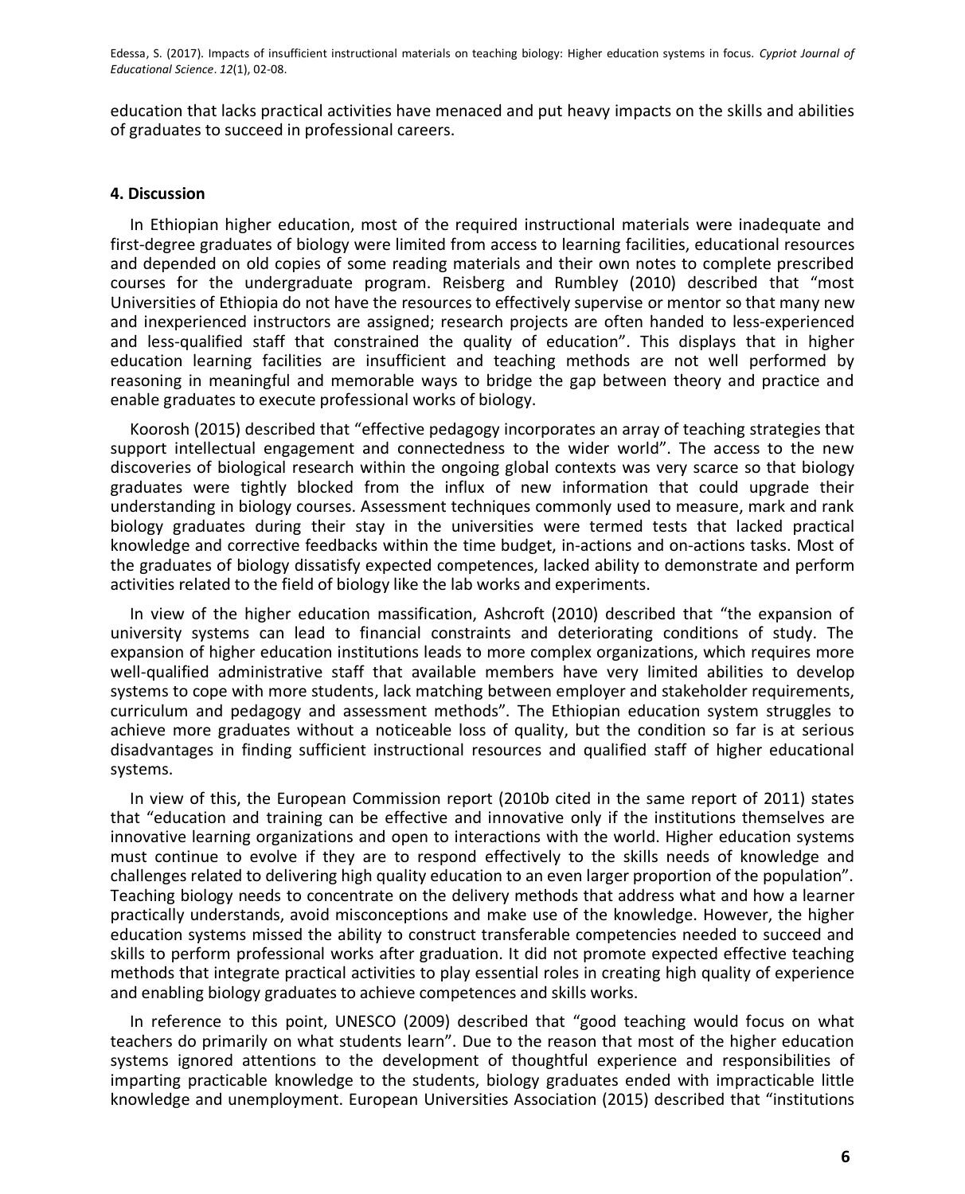education that lacks practical activities have menaced and put heavy impacts on the skills and abilities of graduates to succeed in professional careers.

## 4. Discussion

In Ethiopian higher education, most of the required instructional materials were inadequate and first-degree graduates of biology were limited from access to learning facilities, educational resources and depended on old copies of some reading materials and their own notes to complete prescribed courses for the undergraduate program. Reisberg and Rumbley (2010) described that "most Universities of Ethiopia do not have the resources to effectively supervise or mentor so that many new and inexperienced instructors are assigned; research projects are often handed to less-experienced and less-qualified staff that constrained the quality of education". This displays that in higher education learning facilities are insufficient and teaching methods are not well performed by reasoning in meaningful and memorable ways to bridge the gap between theory and practice and enable graduates to execute professional works of biology.

Koorosh (2015) described that "effective pedagogy incorporates an array of teaching strategies that support intellectual engagement and connectedness to the wider world". The access to the new discoveries of biological research within the ongoing global contexts was very scarce so that biology graduates were tightly blocked from the influx of new information that could upgrade their understanding in biology courses. Assessment techniques commonly used to measure, mark and rank biology graduates during their stay in the universities were termed tests that lacked practical knowledge and corrective feedbacks within the time budget, in-actions and on-actions tasks. Most of the graduates of biology dissatisfy expected competences, lacked ability to demonstrate and perform activities related to the field of biology like the lab works and experiments.

In view of the higher education massification, Ashcroft (2010) described that "the expansion of university systems can lead to financial constraints and deteriorating conditions of study. The expansion of higher education institutions leads to more complex organizations, which requires more well-qualified administrative staff that available members have very limited abilities to develop systems to cope with more students, lack matching between employer and stakeholder requirements, curriculum and pedagogy and assessment methods". The Ethiopian education system struggles to achieve more graduates without a noticeable loss of quality, but the condition so far is at serious disadvantages in finding sufficient instructional resources and qualified staff of higher educational systems.

In view of this, the European Commission report (2010b cited in the same report of 2011) states that "education and training can be effective and innovative only if the institutions themselves are innovative learning organizations and open to interactions with the world. Higher education systems must continue to evolve if they are to respond effectively to the skills needs of knowledge and challenges related to delivering high quality education to an even larger proportion of the population". Teaching biology needs to concentrate on the delivery methods that address what and how a learner practically understands, avoid misconceptions and make use of the knowledge. However, the higher education systems missed the ability to construct transferable competencies needed to succeed and skills to perform professional works after graduation. It did not promote expected effective teaching methods that integrate practical activities to play essential roles in creating high quality of experience and enabling biology graduates to achieve competences and skills works.

In reference to this point, UNESCO (2009) described that "good teaching would focus on what teachers do primarily on what students learn". Due to the reason that most of the higher education systems ignored attentions to the development of thoughtful experience and responsibilities of imparting practicable knowledge to the students, biology graduates ended with impracticable little knowledge and unemployment. European Universities Association (2015) described that "institutions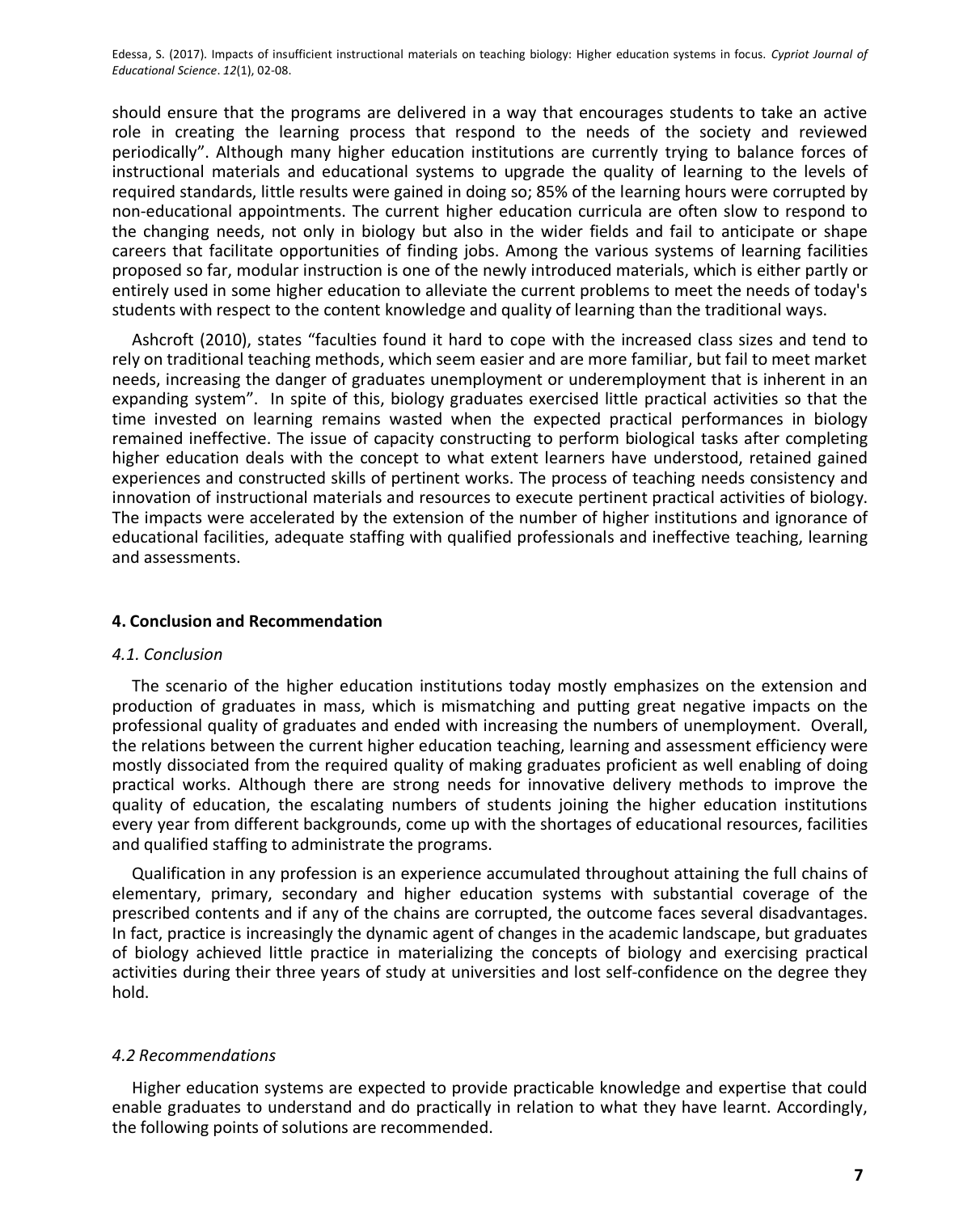should ensure that the programs are delivered in a way that encourages students to take an active role in creating the learning process that respond to the needs of the society and reviewed periodically". Although many higher education institutions are currently trying to balance forces of instructional materials and educational systems to upgrade the quality of learning to the levels of required standards, little results were gained in doing so; 85% of the learning hours were corrupted by non-educational appointments. The current higher education curricula are often slow to respond to the changing needs, not only in biology but also in the wider fields and fail to anticipate or shape careers that facilitate opportunities of finding jobs. Among the various systems of learning facilities proposed so far, modular instruction is one of the newly introduced materials, which is either partly or entirely used in some higher education to alleviate the current problems to meet the needs of today's students with respect to the content knowledge and quality of learning than the traditional ways.

Ashcroft (2010), states "faculties found it hard to cope with the increased class sizes and tend to rely on traditional teaching methods, which seem easier and are more familiar, but fail to meet market needs, increasing the danger of graduates unemployment or underemployment that is inherent in an expanding system". In spite of this, biology graduates exercised little practical activities so that the time invested on learning remains wasted when the expected practical performances in biology remained ineffective. The issue of capacity constructing to perform biological tasks after completing higher education deals with the concept to what extent learners have understood, retained gained experiences and constructed skills of pertinent works. The process of teaching needs consistency and innovation of instructional materials and resources to execute pertinent practical activities of biology. The impacts were accelerated by the extension of the number of higher institutions and ignorance of educational facilities, adequate staffing with qualified professionals and ineffective teaching, learning and assessments.

## 4. Conclusion and Recommendation

### *4.1. Conclusion*

The scenario of the higher education institutions today mostly emphasizes on the extension and production of graduates in mass, which is mismatching and putting great negative impacts on the professional quality of graduates and ended with increasing the numbers of unemployment. Overall, the relations between the current higher education teaching, learning and assessment efficiency were mostly dissociated from the required quality of making graduates proficient as well enabling of doing practical works. Although there are strong needs for innovative delivery methods to improve the quality of education, the escalating numbers of students joining the higher education institutions every year from different backgrounds, come up with the shortages of educational resources, facilities and qualified staffing to administrate the programs.

Qualification in any profession is an experience accumulated throughout attaining the full chains of elementary, primary, secondary and higher education systems with substantial coverage of the prescribed contents and if any of the chains are corrupted, the outcome faces several disadvantages. In fact, practice is increasingly the dynamic agent of changes in the academic landscape, but graduates of biology achieved little practice in materializing the concepts of biology and exercising practical activities during their three years of study at universities and lost self-confidence on the degree they hold.

### *4.2 Recommendations*

Higher education systems are expected to provide practicable knowledge and expertise that could enable graduates to understand and do practically in relation to what they have learnt. Accordingly, the following points of solutions are recommended.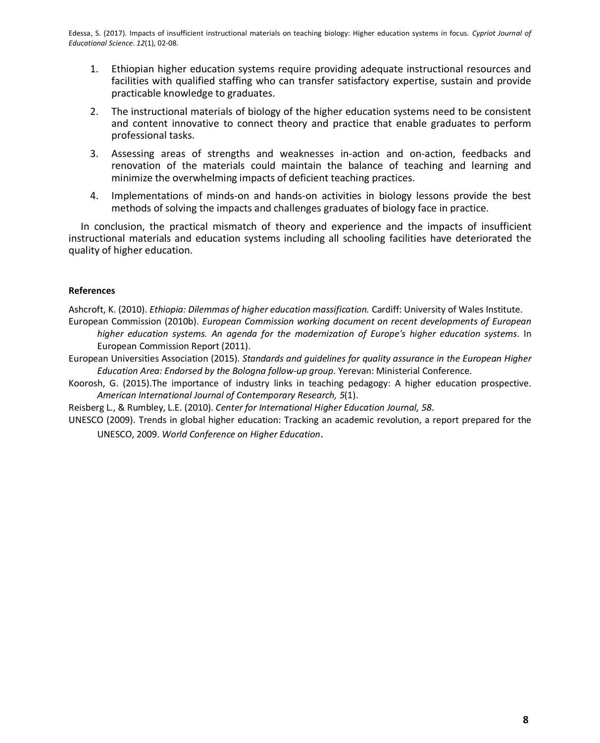1. Ethiopian higher education systems require providing adequate instructional resources and facilities with qualified staffing who can transfer satisfactory expertise, sustain and provide practicable knowledge to graduates.
2. The instructional materials of biology of the higher education systems need to be consistent and content innovative to connect theory and practice that enable graduates to perform professional tasks.
3. Assessing areas of strengths and weaknesses in-action and on-action, feedbacks and renovation of the materials could maintain the balance of teaching and learning and minimize the overwhelming impacts of deficient teaching practices.
4. Implementations of minds-on and hands-on activities in biology lessons provide the best methods of solving the impacts and challenges graduates of biology face in practice.

In conclusion, the practical mismatch of theory and experience and the impacts of insufficient instructional materials and education systems including all schooling facilities have deteriorated the quality of higher education.

**References**

Ashcroft, K. (2010). *Ethiopia: Dilemmas of higher education massification.* Cardiff: University of Wales Institute.

European Commission (2010b). *European Commission working document on recent developments of European higher education systems. An agenda for the modernization of Europe's higher education systems*. In European Commission Report (2011).

European Universities Association (2015). *Standards and guidelines for quality assurance in the European Higher Education Area: Endorsed by the Bologna follow-up group*. Yerevan: Ministerial Conference.

Koorosh, G. (2015).The importance of industry links in teaching pedagogy: A higher education prospective. *American International Journal of Contemporary Research, 5*(1).

Reisberg L., & Rumbley, L.E. (2010). *Center for International Higher Education Journal, 58*.

UNESCO (2009). Trends in global higher education: Tracking an academic revolution, a report prepared for the UNESCO, 2009. *World Conference on Higher Education*.